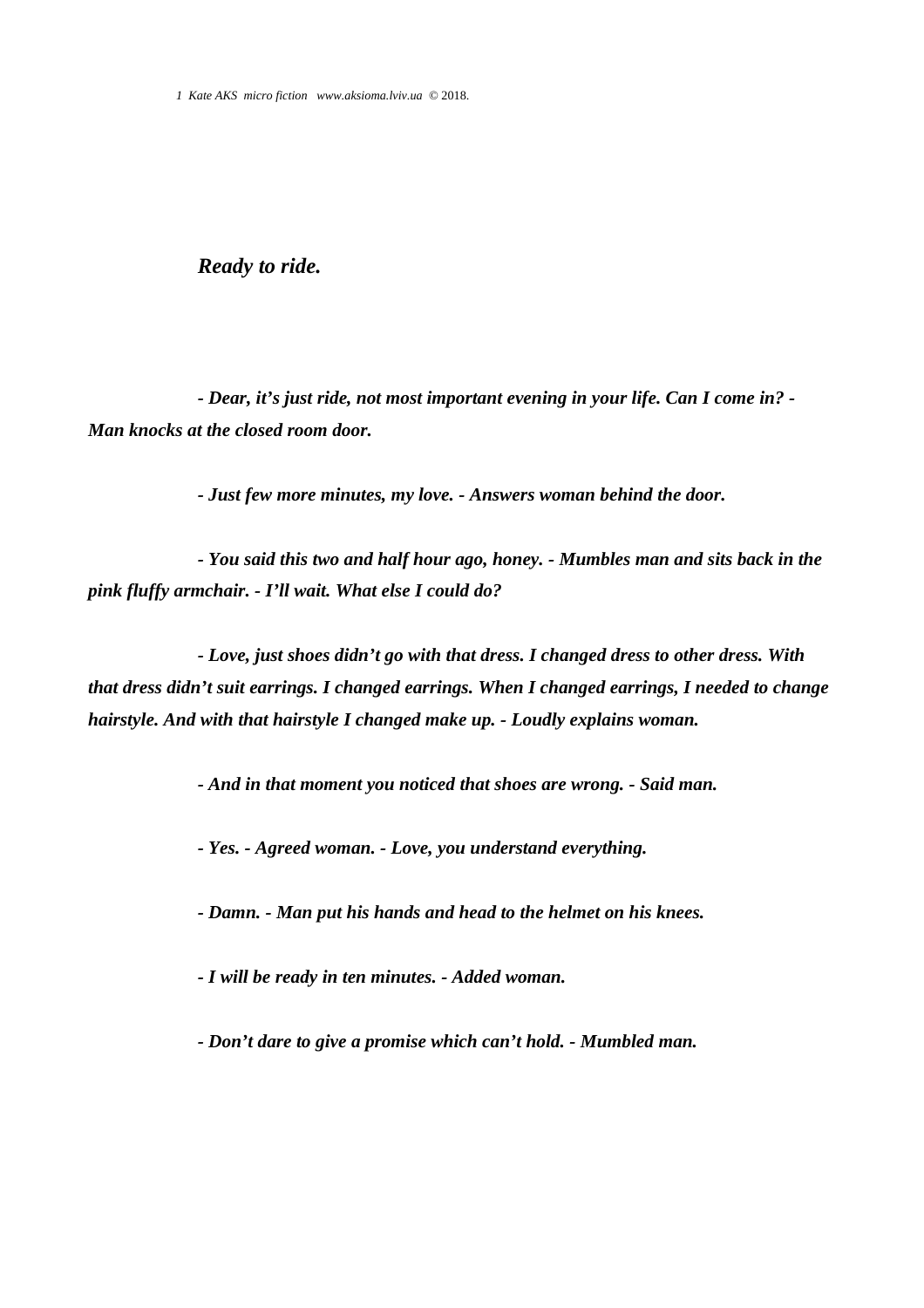# *Ready to ride.*

***- Dear, it's just ride, not most important evening in your life. Can I come in? - Man knocks at the closed room door.***

***- Just few more minutes, my love. - Answers woman behind the door.***

***- You said this two and half hour ago, honey. - Mumbles man and sits back in the pink fluffy armchair. - I'll wait. What else I could do?***

***- Love, just shoes didn't go with that dress. I changed dress to other dress. With that dress didn't suit earrings. I changed earrings. When I changed earrings, I needed to change hairstyle. And with that hairstyle I changed make up. - Loudly explains woman.***

***- And in that moment you noticed that shoes are wrong. - Said man.***

***- Yes. - Agreed woman. - Love, you understand everything.***

***- Damn. - Man put his hands and head to the helmet on his knees.***

***- I will be ready in ten minutes. - Added woman.***

***- Don't dare to give a promise which can't hold. - Mumbled man.***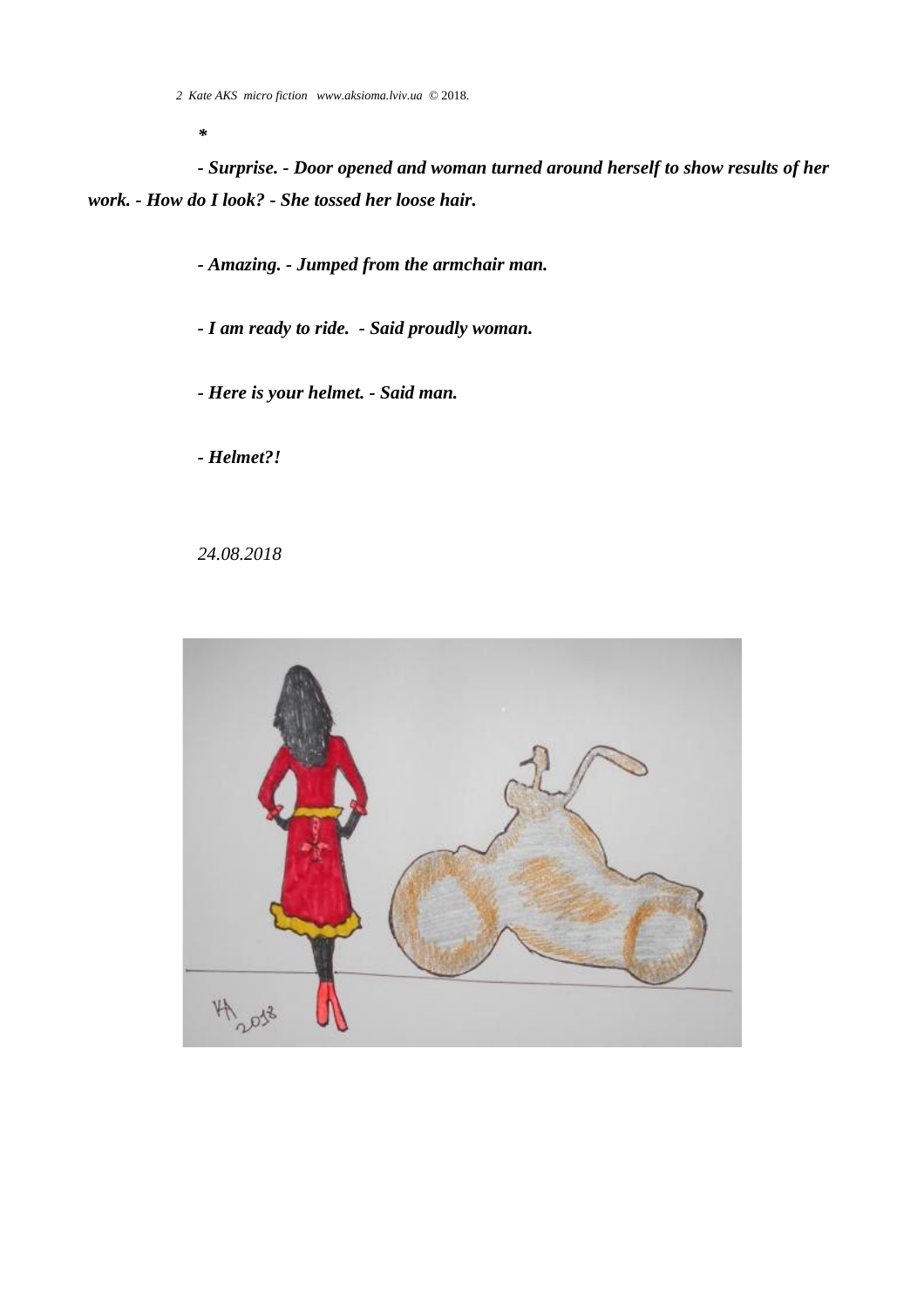*

*- Surprise. - Door opened and woman turned around herself to show results of her work. - How do I look? - She tossed her loose hair.*

*- Amazing. - Jumped from the armchair man.*

*- I am ready to ride. - Said proudly woman.*

*- Here is your helmet. - Said man.*

*- Helmet?!*

*24.08.2018*